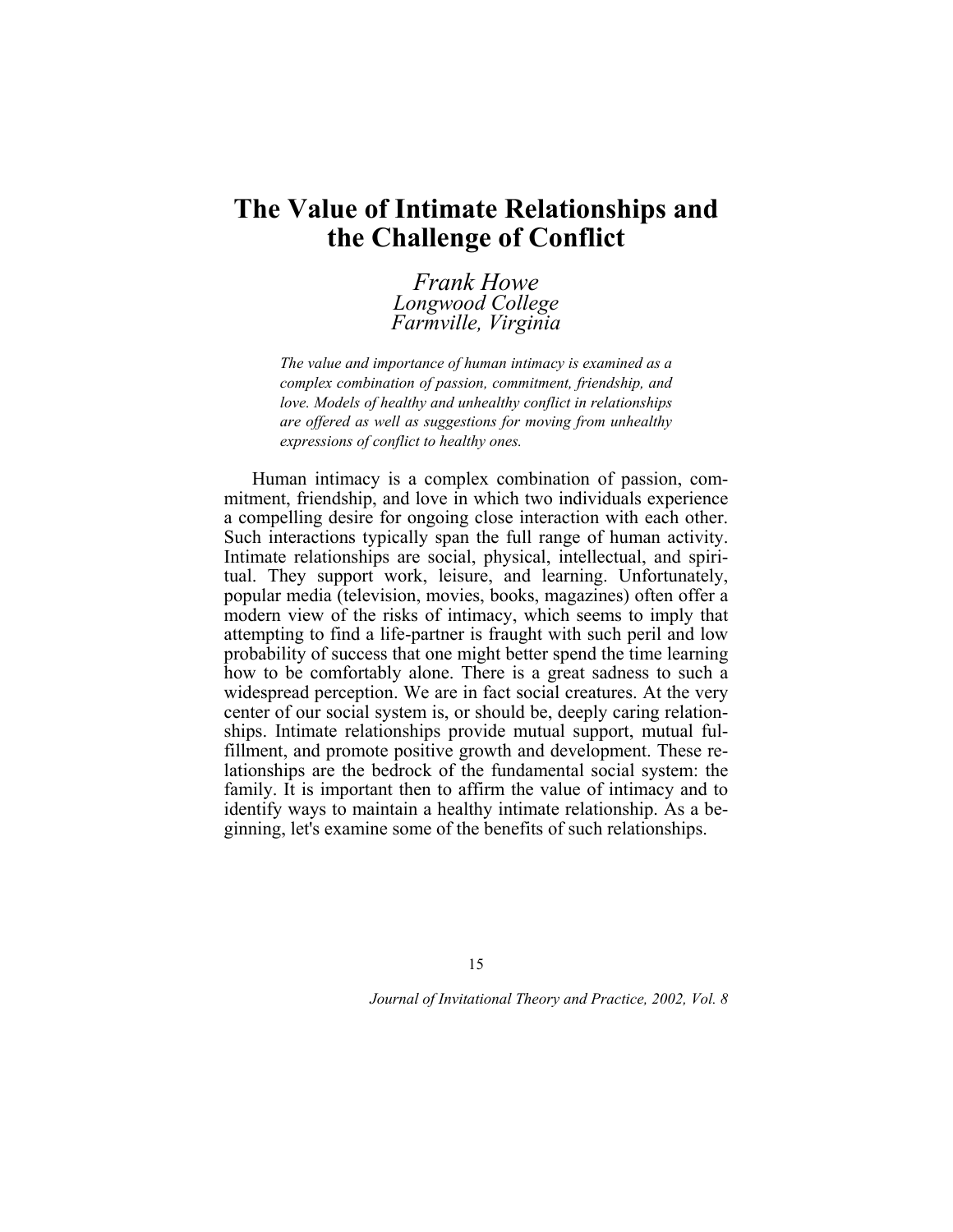# The Value of Intimate Relationships and the Challenge of Conflict

*Frank Howe*
*Longwood College*
*Farmville, Virginia*

*The value and importance of human intimacy is examined as a complex combination of passion, commitment, friendship, and love. Models of healthy and unhealthy conflict in relationships are offered as well as suggestions for moving from unhealthy expressions of conflict to healthy ones.*

Human intimacy is a complex combination of passion, commitment, friendship, and love in which two individuals experience a compelling desire for ongoing close interaction with each other. Such interactions typically span the full range of human activity. Intimate relationships are social, physical, intellectual, and spiritual. They support work, leisure, and learning. Unfortunately, popular media (television, movies, books, magazines) often offer a modern view of the risks of intimacy, which seems to imply that attempting to find a life-partner is fraught with such peril and low probability of success that one might better spend the time learning how to be comfortably alone. There is a great sadness to such a widespread perception. We are in fact social creatures. At the very center of our social system is, or should be, deeply caring relationships. Intimate relationships provide mutual support, mutual fulfillment, and promote positive growth and development. These relationships are the bedrock of the fundamental social system: the family. It is important then to affirm the value of intimacy and to identify ways to maintain a healthy intimate relationship. As a beginning, let's examine some of the benefits of such relationships.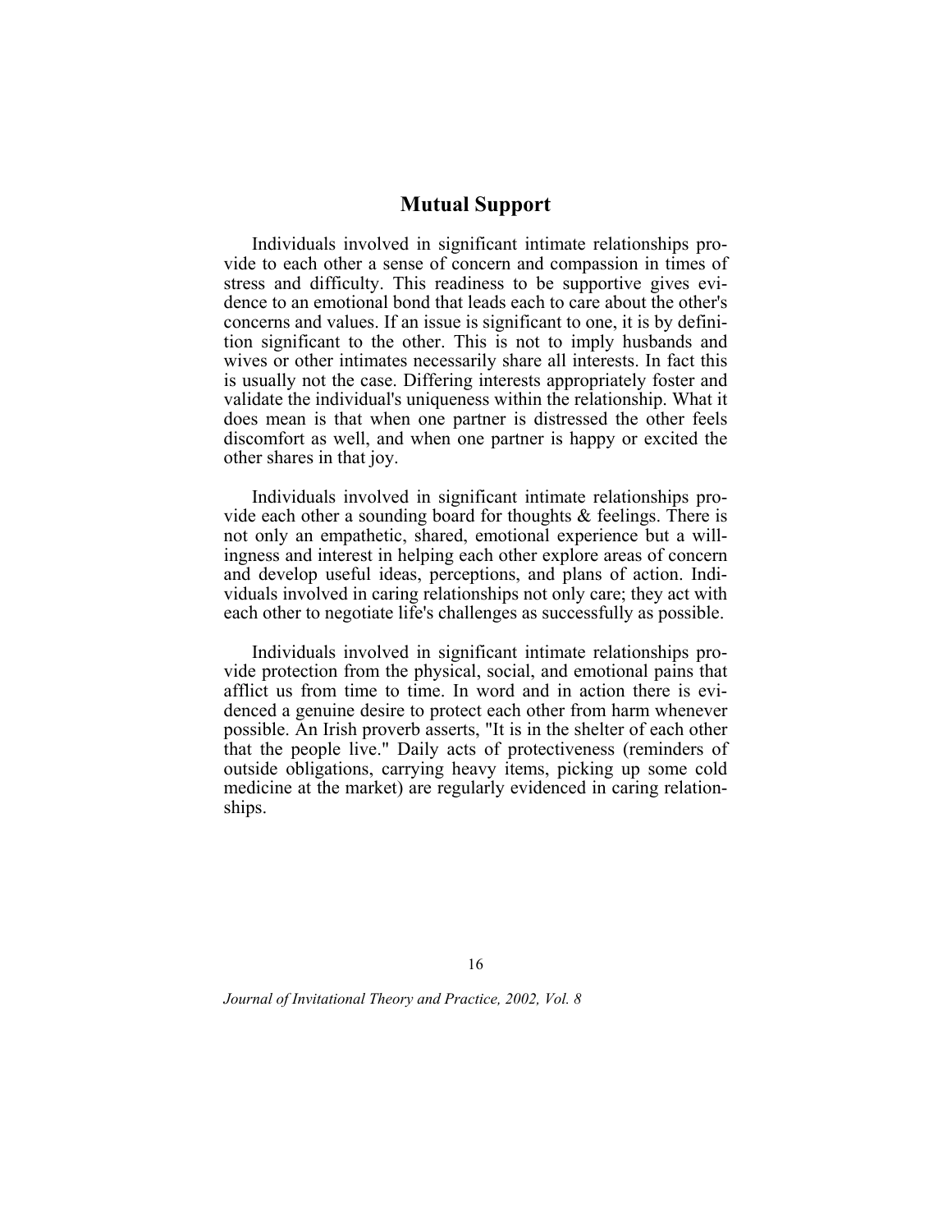## Mutual Support

Individuals involved in significant intimate relationships provide to each other a sense of concern and compassion in times of stress and difficulty. This readiness to be supportive gives evidence to an emotional bond that leads each to care about the other's concerns and values. If an issue is significant to one, it is by definition significant to the other. This is not to imply husbands and wives or other intimates necessarily share all interests. In fact this is usually not the case. Differing interests appropriately foster and validate the individual's uniqueness within the relationship. What it does mean is that when one partner is distressed the other feels discomfort as well, and when one partner is happy or excited the other shares in that joy.

Individuals involved in significant intimate relationships provide each other a sounding board for thoughts & feelings. There is not only an empathetic, shared, emotional experience but a willingness and interest in helping each other explore areas of concern and develop useful ideas, perceptions, and plans of action. Individuals involved in caring relationships not only care; they act with each other to negotiate life's challenges as successfully as possible.

Individuals involved in significant intimate relationships provide protection from the physical, social, and emotional pains that afflict us from time to time. In word and in action there is evidenced a genuine desire to protect each other from harm whenever possible. An Irish proverb asserts, "It is in the shelter of each other that the people live." Daily acts of protectiveness (reminders of outside obligations, carrying heavy items, picking up some cold medicine at the market) are regularly evidenced in caring relationships.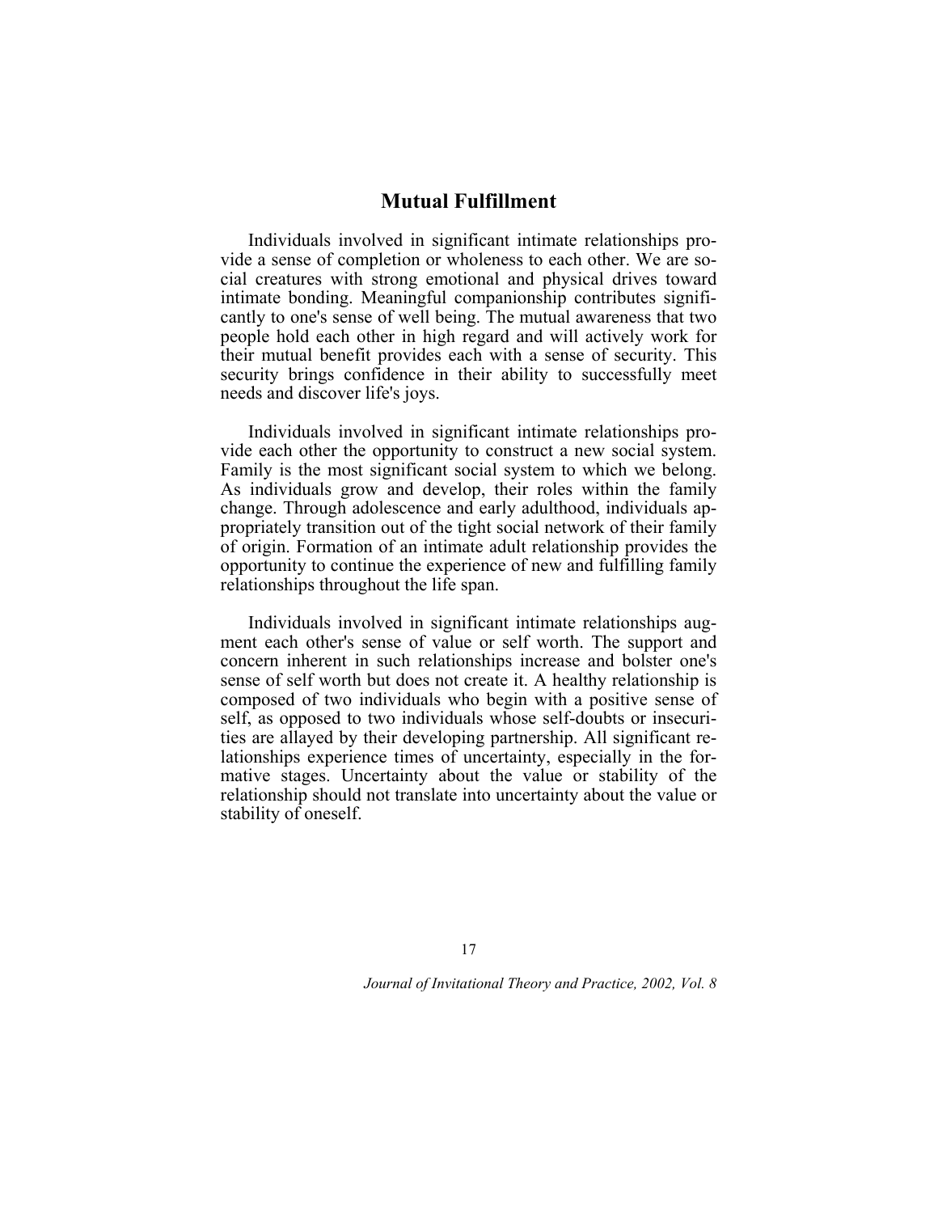## Mutual Fulfillment

Individuals involved in significant intimate relationships provide a sense of completion or wholeness to each other. We are social creatures with strong emotional and physical drives toward intimate bonding. Meaningful companionship contributes significantly to one's sense of well being. The mutual awareness that two people hold each other in high regard and will actively work for their mutual benefit provides each with a sense of security. This security brings confidence in their ability to successfully meet needs and discover life's joys.

Individuals involved in significant intimate relationships provide each other the opportunity to construct a new social system. Family is the most significant social system to which we belong. As individuals grow and develop, their roles within the family change. Through adolescence and early adulthood, individuals appropriately transition out of the tight social network of their family of origin. Formation of an intimate adult relationship provides the opportunity to continue the experience of new and fulfilling family relationships throughout the life span.

Individuals involved in significant intimate relationships augment each other's sense of value or self worth. The support and concern inherent in such relationships increase and bolster one's sense of self worth but does not create it. A healthy relationship is composed of two individuals who begin with a positive sense of self, as opposed to two individuals whose self-doubts or insecurities are allayed by their developing partnership. All significant relationships experience times of uncertainty, especially in the formative stages. Uncertainty about the value or stability of the relationship should not translate into uncertainty about the value or stability of oneself.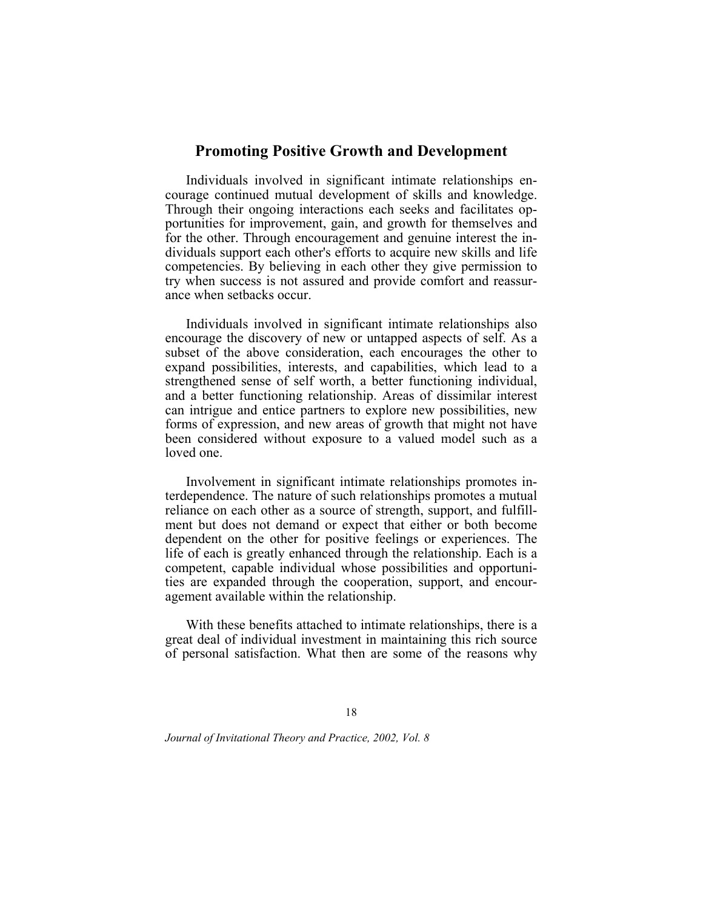## Promoting Positive Growth and Development

Individuals involved in significant intimate relationships encourage continued mutual development of skills and knowledge. Through their ongoing interactions each seeks and facilitates opportunities for improvement, gain, and growth for themselves and for the other. Through encouragement and genuine interest the individuals support each other's efforts to acquire new skills and life competencies. By believing in each other they give permission to try when success is not assured and provide comfort and reassurance when setbacks occur.

Individuals involved in significant intimate relationships also encourage the discovery of new or untapped aspects of self. As a subset of the above consideration, each encourages the other to expand possibilities, interests, and capabilities, which lead to a strengthened sense of self worth, a better functioning individual, and a better functioning relationship. Areas of dissimilar interest can intrigue and entice partners to explore new possibilities, new forms of expression, and new areas of growth that might not have been considered without exposure to a valued model such as a loved one.

Involvement in significant intimate relationships promotes interdependence. The nature of such relationships promotes a mutual reliance on each other as a source of strength, support, and fulfillment but does not demand or expect that either or both become dependent on the other for positive feelings or experiences. The life of each is greatly enhanced through the relationship. Each is a competent, capable individual whose possibilities and opportunities are expanded through the cooperation, support, and encouragement available within the relationship.

With these benefits attached to intimate relationships, there is a great deal of individual investment in maintaining this rich source of personal satisfaction. What then are some of the reasons why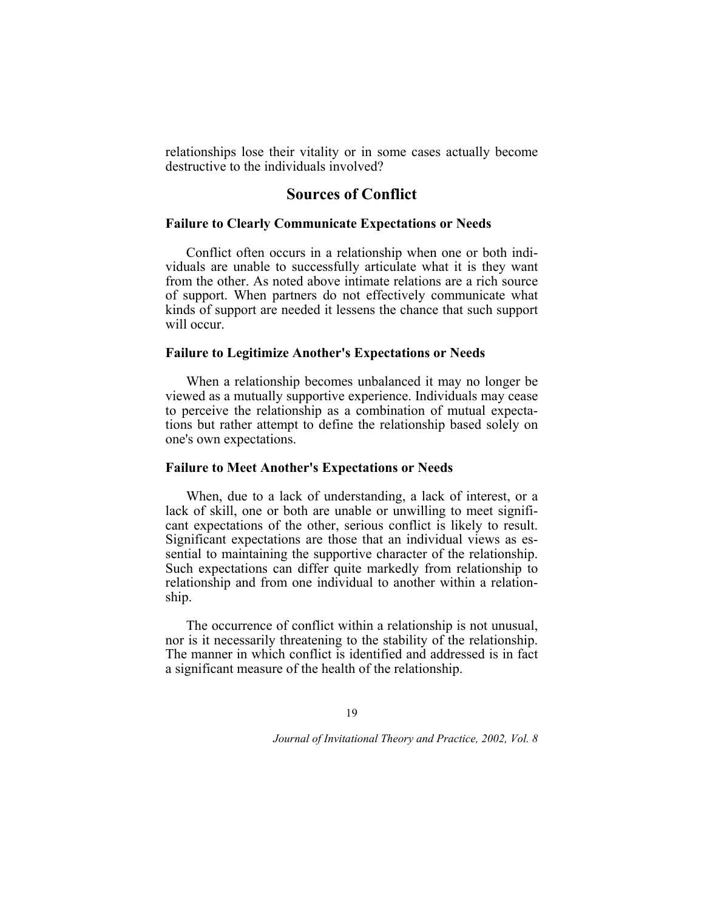relationships lose their vitality or in some cases actually become destructive to the individuals involved?

## Sources of Conflict

### Failure to Clearly Communicate Expectations or Needs

Conflict often occurs in a relationship when one or both individuals are unable to successfully articulate what it is they want from the other. As noted above intimate relations are a rich source of support. When partners do not effectively communicate what kinds of support are needed it lessens the chance that such support will occur.

### Failure to Legitimize Another's Expectations or Needs

When a relationship becomes unbalanced it may no longer be viewed as a mutually supportive experience. Individuals may cease to perceive the relationship as a combination of mutual expectations but rather attempt to define the relationship based solely on one's own expectations.

### Failure to Meet Another's Expectations or Needs

When, due to a lack of understanding, a lack of interest, or a lack of skill, one or both are unable or unwilling to meet significant expectations of the other, serious conflict is likely to result. Significant expectations are those that an individual views as essential to maintaining the supportive character of the relationship. Such expectations can differ quite markedly from relationship to relationship and from one individual to another within a relationship.

The occurrence of conflict within a relationship is not unusual, nor is it necessarily threatening to the stability of the relationship. The manner in which conflict is identified and addressed is in fact a significant measure of the health of the relationship.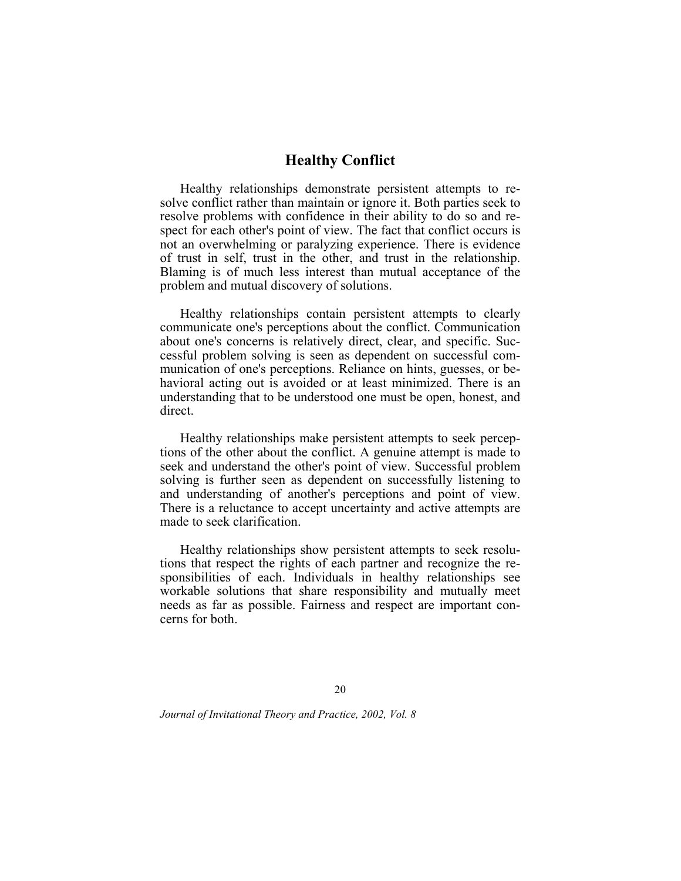## Healthy Conflict

Healthy relationships demonstrate persistent attempts to resolve conflict rather than maintain or ignore it. Both parties seek to resolve problems with confidence in their ability to do so and respect for each other's point of view. The fact that conflict occurs is not an overwhelming or paralyzing experience. There is evidence of trust in self, trust in the other, and trust in the relationship. Blaming is of much less interest than mutual acceptance of the problem and mutual discovery of solutions.

Healthy relationships contain persistent attempts to clearly communicate one's perceptions about the conflict. Communication about one's concerns is relatively direct, clear, and specific. Successful problem solving is seen as dependent on successful communication of one's perceptions. Reliance on hints, guesses, or behavioral acting out is avoided or at least minimized. There is an understanding that to be understood one must be open, honest, and direct.

Healthy relationships make persistent attempts to seek perceptions of the other about the conflict. A genuine attempt is made to seek and understand the other's point of view. Successful problem solving is further seen as dependent on successfully listening to and understanding of another's perceptions and point of view. There is a reluctance to accept uncertainty and active attempts are made to seek clarification.

Healthy relationships show persistent attempts to seek resolutions that respect the rights of each partner and recognize the responsibilities of each. Individuals in healthy relationships see workable solutions that share responsibility and mutually meet needs as far as possible. Fairness and respect are important concerns for both.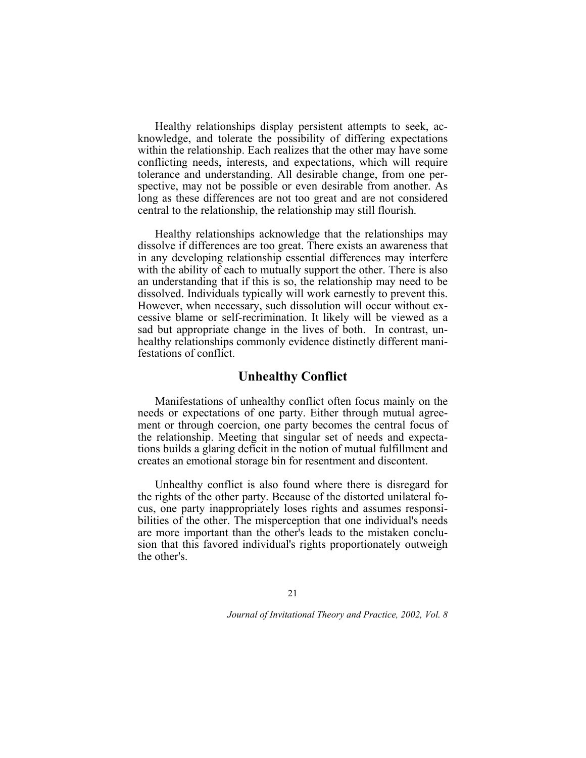Healthy relationships display persistent attempts to seek, acknowledge, and tolerate the possibility of differing expectations within the relationship. Each realizes that the other may have some conflicting needs, interests, and expectations, which will require tolerance and understanding. All desirable change, from one perspective, may not be possible or even desirable from another. As long as these differences are not too great and are not considered central to the relationship, the relationship may still flourish.

Healthy relationships acknowledge that the relationships may dissolve if differences are too great. There exists an awareness that in any developing relationship essential differences may interfere with the ability of each to mutually support the other. There is also an understanding that if this is so, the relationship may need to be dissolved. Individuals typically will work earnestly to prevent this. However, when necessary, such dissolution will occur without excessive blame or self-recrimination. It likely will be viewed as a sad but appropriate change in the lives of both. In contrast, unhealthy relationships commonly evidence distinctly different manifestations of conflict.

## Unhealthy Conflict

Manifestations of unhealthy conflict often focus mainly on the needs or expectations of one party. Either through mutual agreement or through coercion, one party becomes the central focus of the relationship. Meeting that singular set of needs and expectations builds a glaring deficit in the notion of mutual fulfillment and creates an emotional storage bin for resentment and discontent.

Unhealthy conflict is also found where there is disregard for the rights of the other party. Because of the distorted unilateral focus, one party inappropriately loses rights and assumes responsibilities of the other. The misperception that one individual's needs are more important than the other's leads to the mistaken conclusion that this favored individual's rights proportionately outweigh the other's.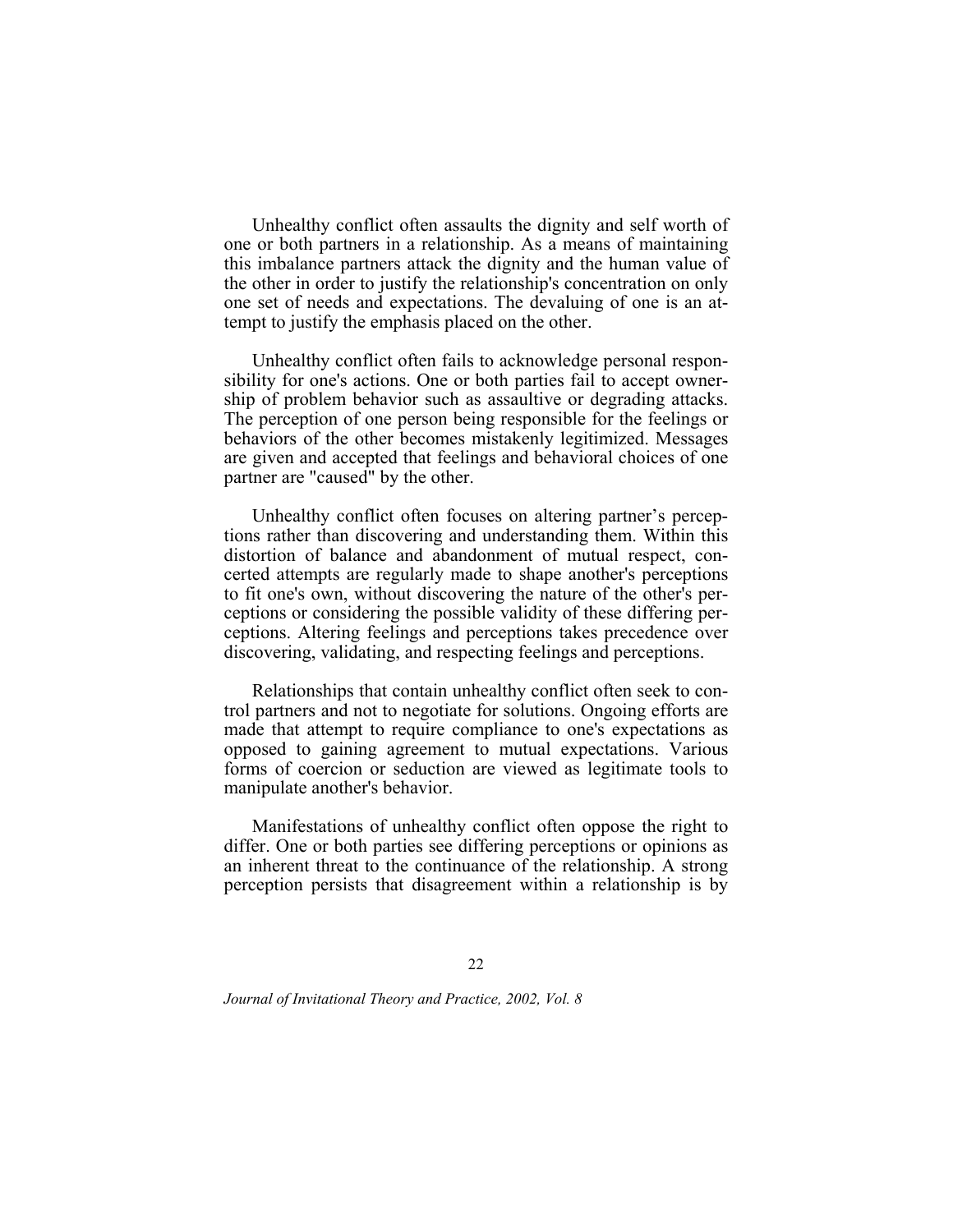Unhealthy conflict often assaults the dignity and self worth of one or both partners in a relationship. As a means of maintaining this imbalance partners attack the dignity and the human value of the other in order to justify the relationship's concentration on only one set of needs and expectations. The devaluing of one is an attempt to justify the emphasis placed on the other.

Unhealthy conflict often fails to acknowledge personal responsibility for one's actions. One or both parties fail to accept ownership of problem behavior such as assaultive or degrading attacks. The perception of one person being responsible for the feelings or behaviors of the other becomes mistakenly legitimized. Messages are given and accepted that feelings and behavioral choices of one partner are "caused" by the other.

Unhealthy conflict often focuses on altering partner's perceptions rather than discovering and understanding them. Within this distortion of balance and abandonment of mutual respect, concerted attempts are regularly made to shape another's perceptions to fit one's own, without discovering the nature of the other's perceptions or considering the possible validity of these differing perceptions. Altering feelings and perceptions takes precedence over discovering, validating, and respecting feelings and perceptions.

Relationships that contain unhealthy conflict often seek to control partners and not to negotiate for solutions. Ongoing efforts are made that attempt to require compliance to one's expectations as opposed to gaining agreement to mutual expectations. Various forms of coercion or seduction are viewed as legitimate tools to manipulate another's behavior.

Manifestations of unhealthy conflict often oppose the right to differ. One or both parties see differing perceptions or opinions as an inherent threat to the continuance of the relationship. A strong perception persists that disagreement within a relationship is by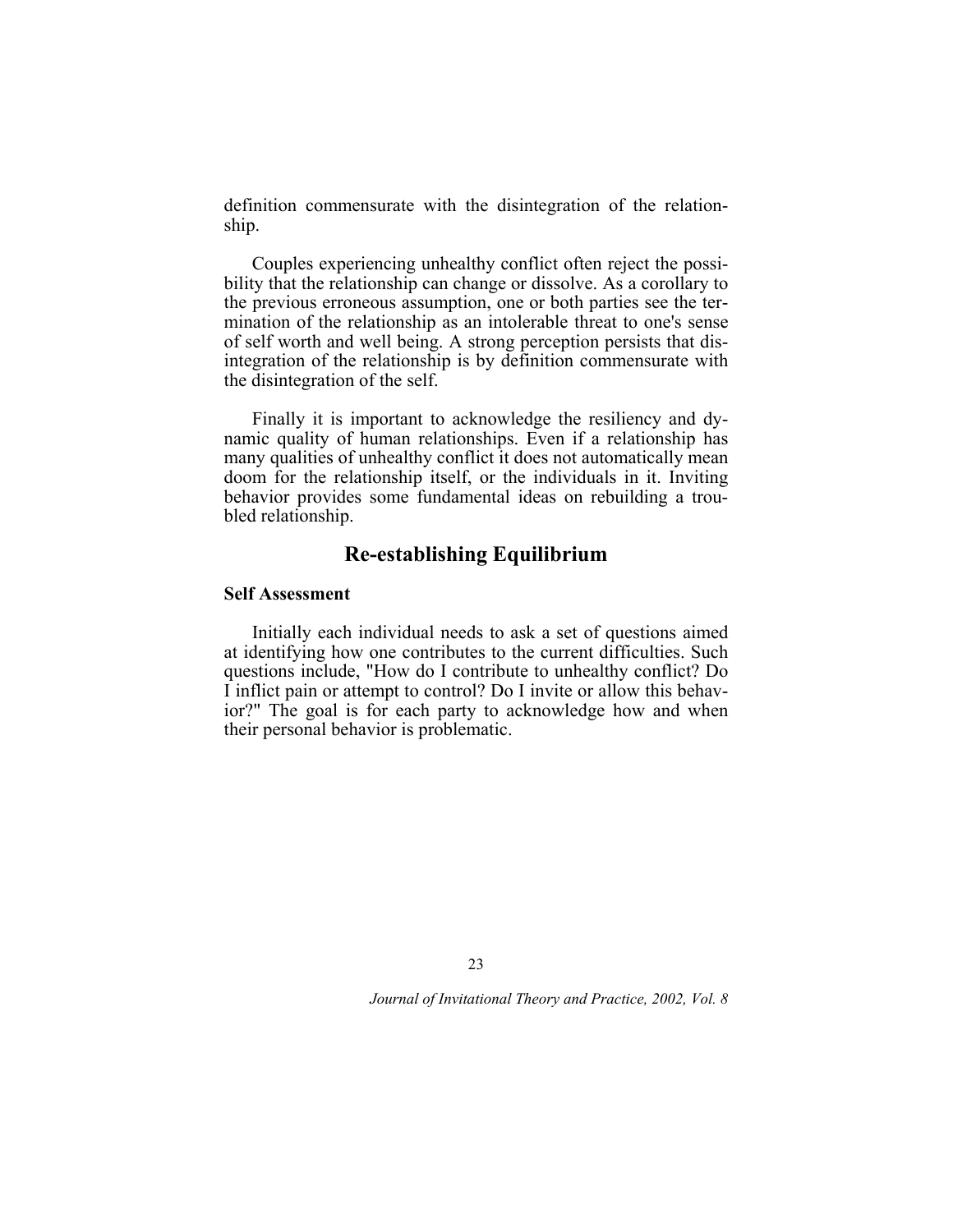definition commensurate with the disintegration of the relationship.

Couples experiencing unhealthy conflict often reject the possibility that the relationship can change or dissolve. As a corollary to the previous erroneous assumption, one or both parties see the termination of the relationship as an intolerable threat to one's sense of self worth and well being. A strong perception persists that disintegration of the relationship is by definition commensurate with the disintegration of the self.

Finally it is important to acknowledge the resiliency and dynamic quality of human relationships. Even if a relationship has many qualities of unhealthy conflict it does not automatically mean doom for the relationship itself, or the individuals in it. Inviting behavior provides some fundamental ideas on rebuilding a troubled relationship.

## Re-establishing Equilibrium

### Self Assessment

Initially each individual needs to ask a set of questions aimed at identifying how one contributes to the current difficulties. Such questions include, "How do I contribute to unhealthy conflict? Do I inflict pain or attempt to control? Do I invite or allow this behavior?" The goal is for each party to acknowledge how and when their personal behavior is problematic.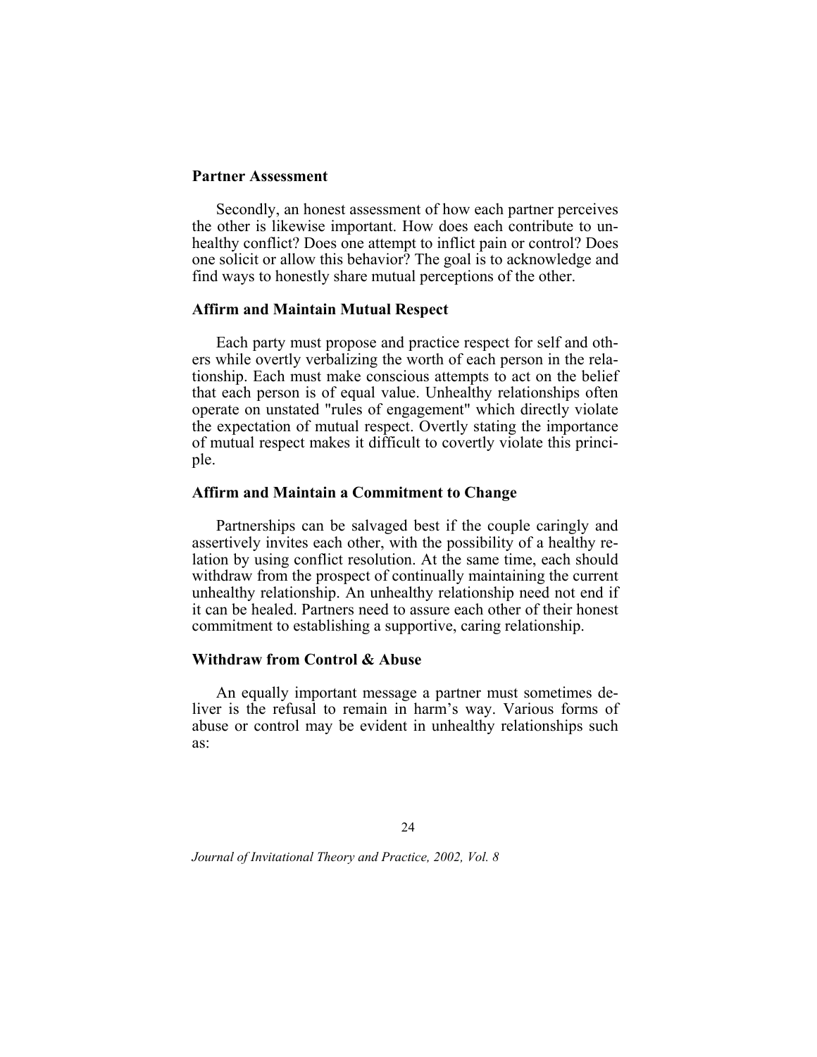### Partner Assessment

Secondly, an honest assessment of how each partner perceives the other is likewise important. How does each contribute to unhealthy conflict? Does one attempt to inflict pain or control? Does one solicit or allow this behavior? The goal is to acknowledge and find ways to honestly share mutual perceptions of the other.

### Affirm and Maintain Mutual Respect

Each party must propose and practice respect for self and others while overtly verbalizing the worth of each person in the relationship. Each must make conscious attempts to act on the belief that each person is of equal value. Unhealthy relationships often operate on unstated "rules of engagement" which directly violate the expectation of mutual respect. Overtly stating the importance of mutual respect makes it difficult to covertly violate this principle.

### Affirm and Maintain a Commitment to Change

Partnerships can be salvaged best if the couple caringly and assertively invites each other, with the possibility of a healthy relation by using conflict resolution. At the same time, each should withdraw from the prospect of continually maintaining the current unhealthy relationship. An unhealthy relationship need not end if it can be healed. Partners need to assure each other of their honest commitment to establishing a supportive, caring relationship.

### Withdraw from Control & Abuse

An equally important message a partner must sometimes deliver is the refusal to remain in harm's way. Various forms of abuse or control may be evident in unhealthy relationships such as: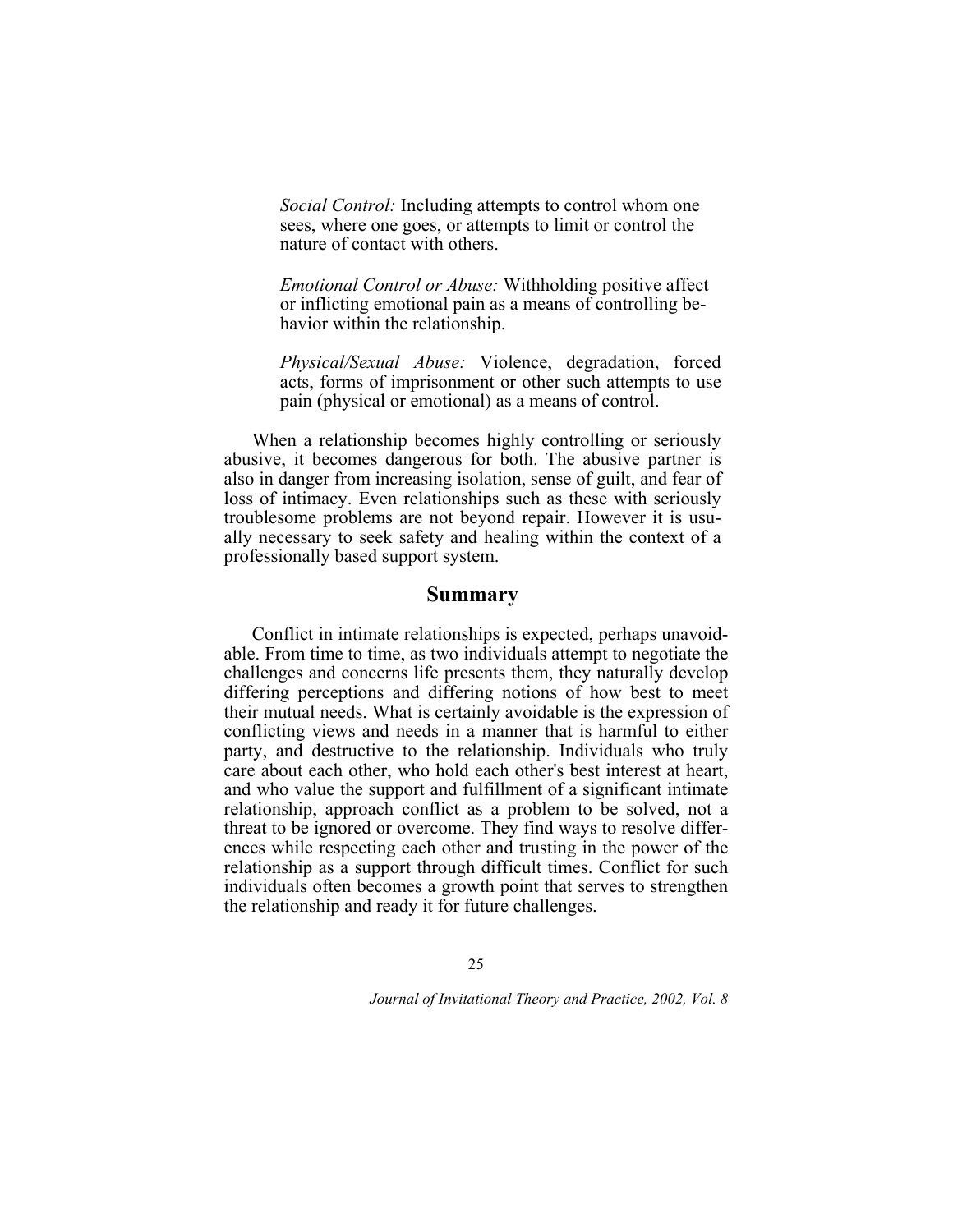*Social Control:* Including attempts to control whom one sees, where one goes, or attempts to limit or control the nature of contact with others.

*Emotional Control or Abuse:* Withholding positive affect or inflicting emotional pain as a means of controlling behavior within the relationship.

*Physical/Sexual Abuse:* Violence, degradation, forced acts, forms of imprisonment or other such attempts to use pain (physical or emotional) as a means of control.

When a relationship becomes highly controlling or seriously abusive, it becomes dangerous for both. The abusive partner is also in danger from increasing isolation, sense of guilt, and fear of loss of intimacy. Even relationships such as these with seriously troublesome problems are not beyond repair. However it is usually necessary to seek safety and healing within the context of a professionally based support system.

## Summary

Conflict in intimate relationships is expected, perhaps unavoidable. From time to time, as two individuals attempt to negotiate the challenges and concerns life presents them, they naturally develop differing perceptions and differing notions of how best to meet their mutual needs. What is certainly avoidable is the expression of conflicting views and needs in a manner that is harmful to either party, and destructive to the relationship. Individuals who truly care about each other, who hold each other's best interest at heart, and who value the support and fulfillment of a significant intimate relationship, approach conflict as a problem to be solved, not a threat to be ignored or overcome. They find ways to resolve differences while respecting each other and trusting in the power of the relationship as a support through difficult times. Conflict for such individuals often becomes a growth point that serves to strengthen the relationship and ready it for future challenges.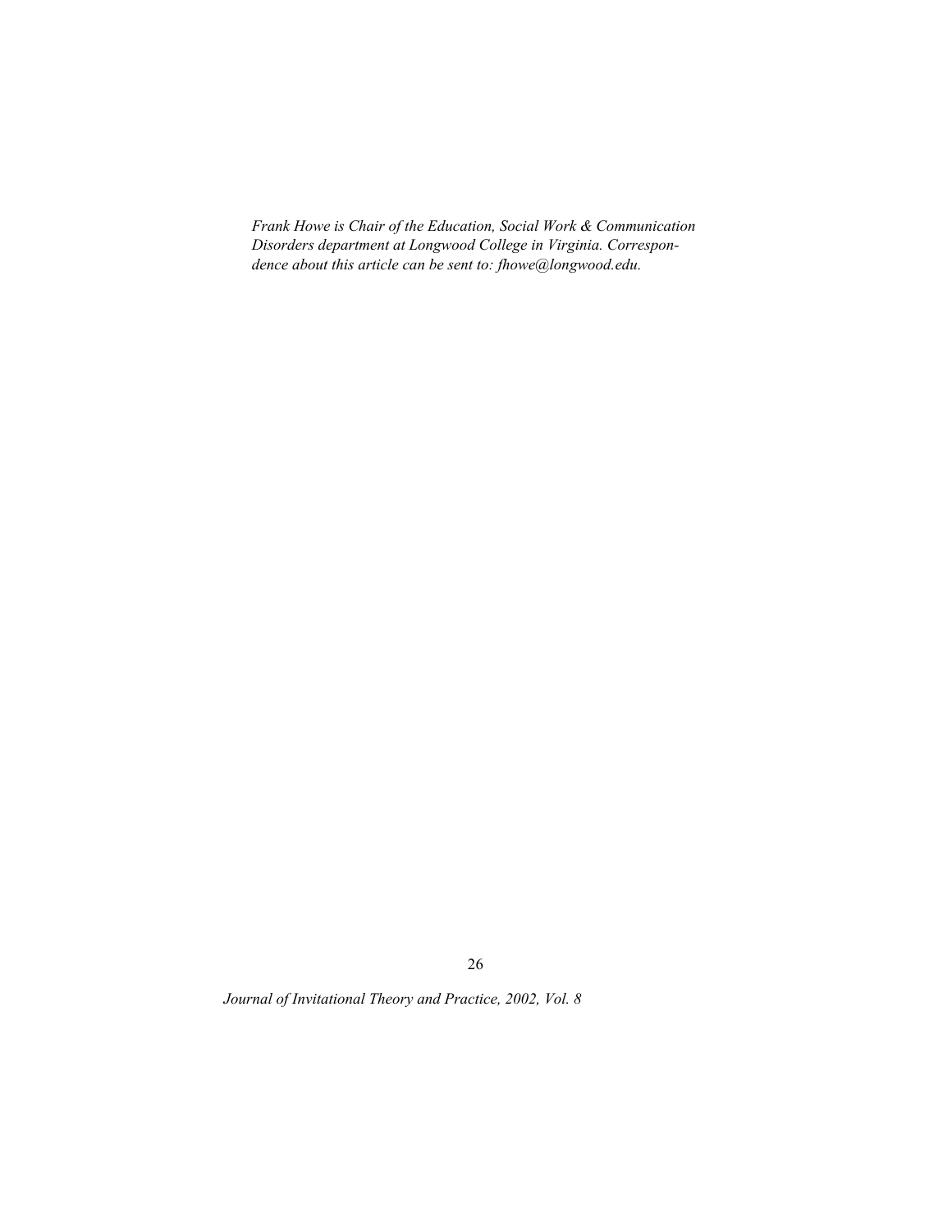*Frank Howe is Chair of the Education, Social Work & Communication Disorders department at Longwood College in Virginia. Correspondence about this article can be sent to: fhowe@longwood.edu.*